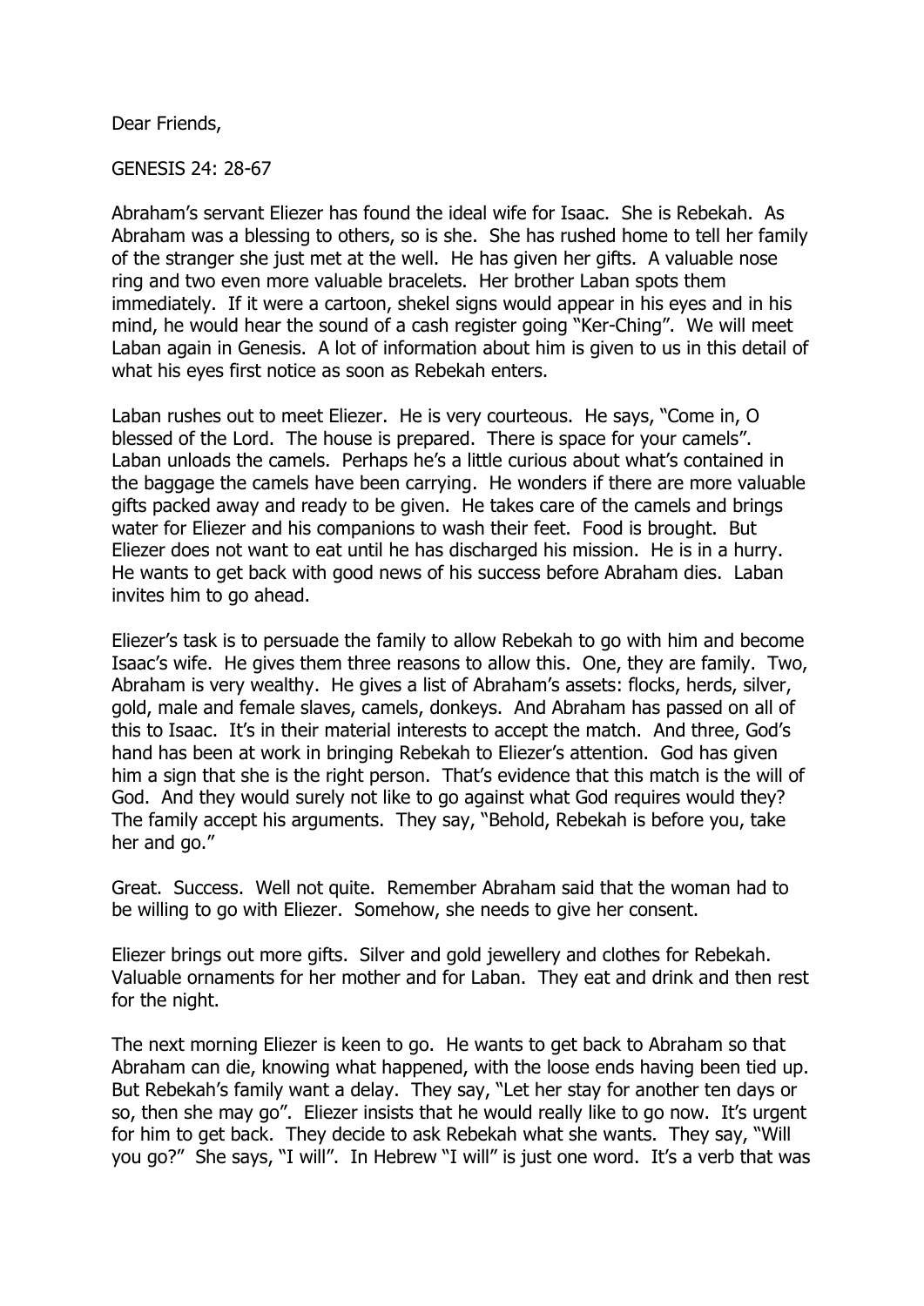Dear Friends,

GENESIS 24: 28-67

Abraham's servant Eliezer has found the ideal wife for Isaac. She is Rebekah. As Abraham was a blessing to others, so is she. She has rushed home to tell her family of the stranger she just met at the well. He has given her gifts. A valuable nose ring and two even more valuable bracelets. Her brother Laban spots them immediately. If it were a cartoon, shekel signs would appear in his eyes and in his mind, he would hear the sound of a cash register going "Ker-Ching". We will meet Laban again in Genesis. A lot of information about him is given to us in this detail of what his eyes first notice as soon as Rebekah enters.

Laban rushes out to meet Eliezer. He is very courteous. He says, "Come in, O blessed of the Lord. The house is prepared. There is space for your camels". Laban unloads the camels. Perhaps he's a little curious about what's contained in the baggage the camels have been carrying. He wonders if there are more valuable gifts packed away and ready to be given. He takes care of the camels and brings water for Eliezer and his companions to wash their feet. Food is brought. But Eliezer does not want to eat until he has discharged his mission. He is in a hurry. He wants to get back with good news of his success before Abraham dies. Laban invites him to go ahead.

Eliezer's task is to persuade the family to allow Rebekah to go with him and become Isaac's wife. He gives them three reasons to allow this. One, they are family. Two, Abraham is very wealthy. He gives a list of Abraham's assets: flocks, herds, silver, gold, male and female slaves, camels, donkeys. And Abraham has passed on all of this to Isaac. It's in their material interests to accept the match. And three, God's hand has been at work in bringing Rebekah to Eliezer's attention. God has given him a sign that she is the right person. That's evidence that this match is the will of God. And they would surely not like to go against what God requires would they? The family accept his arguments. They say, "Behold, Rebekah is before you, take her and go."

Great. Success. Well not quite. Remember Abraham said that the woman had to be willing to go with Eliezer. Somehow, she needs to give her consent.

Eliezer brings out more gifts. Silver and gold jewellery and clothes for Rebekah. Valuable ornaments for her mother and for Laban. They eat and drink and then rest for the night.

The next morning Eliezer is keen to go. He wants to get back to Abraham so that Abraham can die, knowing what happened, with the loose ends having been tied up. But Rebekah's family want a delay. They say, "Let her stay for another ten days or so, then she may go". Eliezer insists that he would really like to go now. It's urgent for him to get back. They decide to ask Rebekah what she wants. They say, "Will you go?" She says, "I will". In Hebrew "I will" is just one word. It's a verb that was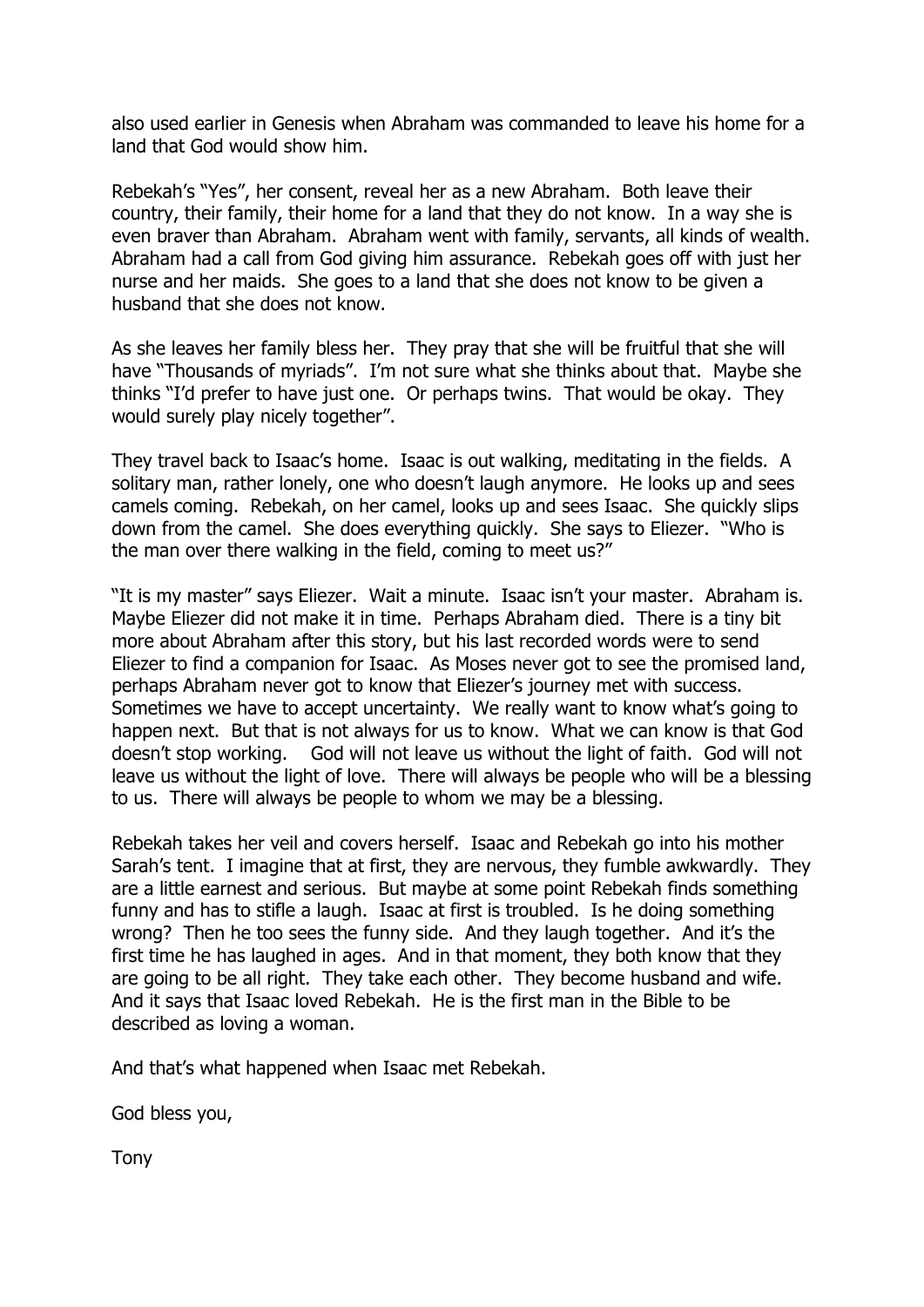also used earlier in Genesis when Abraham was commanded to leave his home for a land that God would show him.

Rebekah's "Yes", her consent, reveal her as a new Abraham. Both leave their country, their family, their home for a land that they do not know. In a way she is even braver than Abraham. Abraham went with family, servants, all kinds of wealth. Abraham had a call from God giving him assurance. Rebekah goes off with just her nurse and her maids. She goes to a land that she does not know to be given a husband that she does not know.

As she leaves her family bless her. They pray that she will be fruitful that she will have "Thousands of myriads". I'm not sure what she thinks about that. Maybe she thinks "I'd prefer to have just one. Or perhaps twins. That would be okay. They would surely play nicely together".

They travel back to Isaac's home. Isaac is out walking, meditating in the fields. A solitary man, rather lonely, one who doesn't laugh anymore. He looks up and sees camels coming. Rebekah, on her camel, looks up and sees Isaac. She quickly slips down from the camel. She does everything quickly. She says to Eliezer. "Who is the man over there walking in the field, coming to meet us?"

"It is my master" says Eliezer. Wait a minute. Isaac isn't your master. Abraham is. Maybe Eliezer did not make it in time. Perhaps Abraham died. There is a tiny bit more about Abraham after this story, but his last recorded words were to send Eliezer to find a companion for Isaac. As Moses never got to see the promised land, perhaps Abraham never got to know that Eliezer's journey met with success. Sometimes we have to accept uncertainty. We really want to know what's going to happen next. But that is not always for us to know. What we can know is that God doesn't stop working. God will not leave us without the light of faith. God will not leave us without the light of love. There will always be people who will be a blessing to us. There will always be people to whom we may be a blessing.

Rebekah takes her veil and covers herself. Isaac and Rebekah go into his mother Sarah's tent. I imagine that at first, they are nervous, they fumble awkwardly. They are a little earnest and serious. But maybe at some point Rebekah finds something funny and has to stifle a laugh. Isaac at first is troubled. Is he doing something wrong? Then he too sees the funny side. And they laugh together. And it's the first time he has laughed in ages. And in that moment, they both know that they are going to be all right. They take each other. They become husband and wife. And it says that Isaac loved Rebekah. He is the first man in the Bible to be described as loving a woman.

And that's what happened when Isaac met Rebekah.

God bless you,

Tony